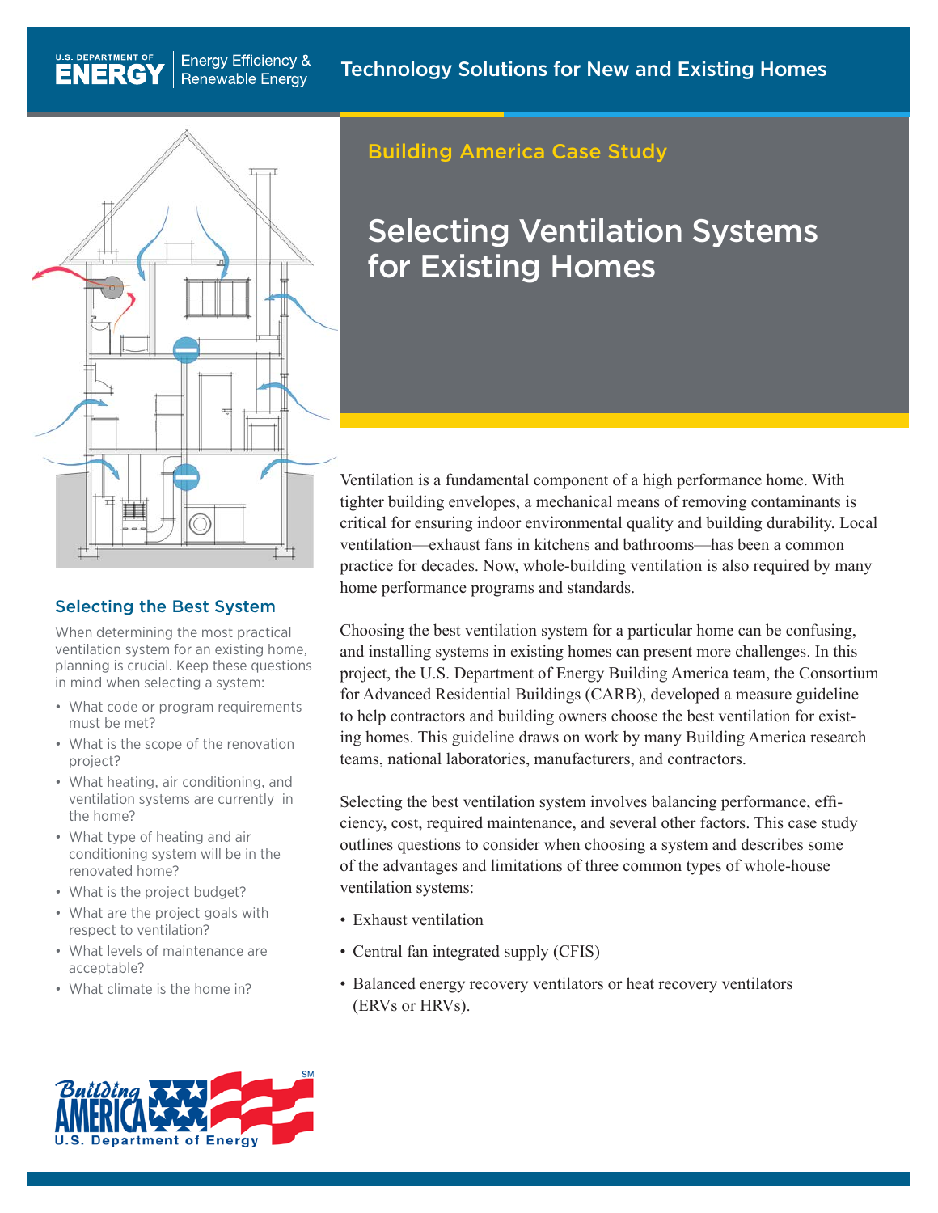U.S. DEPARTMENT OF ENERGY | Energy Efficiency & Renewable Energy

Technology Solutions for New and Existing Homes

Building America Case Study

# Selecting Ventilation Systems for Existing Homes

Ventilation is a fundamental component of a high performance home. With tighter building envelopes, a mechanical means of removing contaminants is critical for ensuring indoor environmental quality and building durability. Local ventilation—exhaust fans in kitchens and bathrooms—has been a common practice for decades. Now, whole-building ventilation is also required by many home performance programs and standards.

Choosing the best ventilation system for a particular home can be confusing, and installing systems in existing homes can present more challenges. In this project, the U.S. Department of Energy Building America team, the Consortium for Advanced Residential Buildings (CARB), developed a measure guideline to help contractors and building owners choose the best ventilation for existing homes. This guideline draws on work by many Building America research teams, national laboratories, manufacturers, and contractors.

Selecting the best ventilation system involves balancing performance, efficiency, cost, required maintenance, and several other factors. This case study outlines questions to consider when choosing a system and describes some of the advantages and limitations of three common types of whole-house ventilation systems:

- Exhaust ventilation
- Central fan integrated supply (CFIS)
- Balanced energy recovery ventilators or heat recovery ventilators (ERVs or HRVs).

## Selecting the Best System

When determining the most practical ventilation system for an existing home, planning is crucial. Keep these questions in mind when selecting a system:

- What code or program requirements must be met?
- What is the scope of the renovation project?
- What heating, air conditioning, and ventilation systems are currently in the home?
- What type of heating and air conditioning system will be in the renovated home?
- What is the project budget?
- What are the project goals with respect to ventilation?
- What levels of maintenance are acceptable?
- What climate is the home in?

Building America U.S. Department of Energy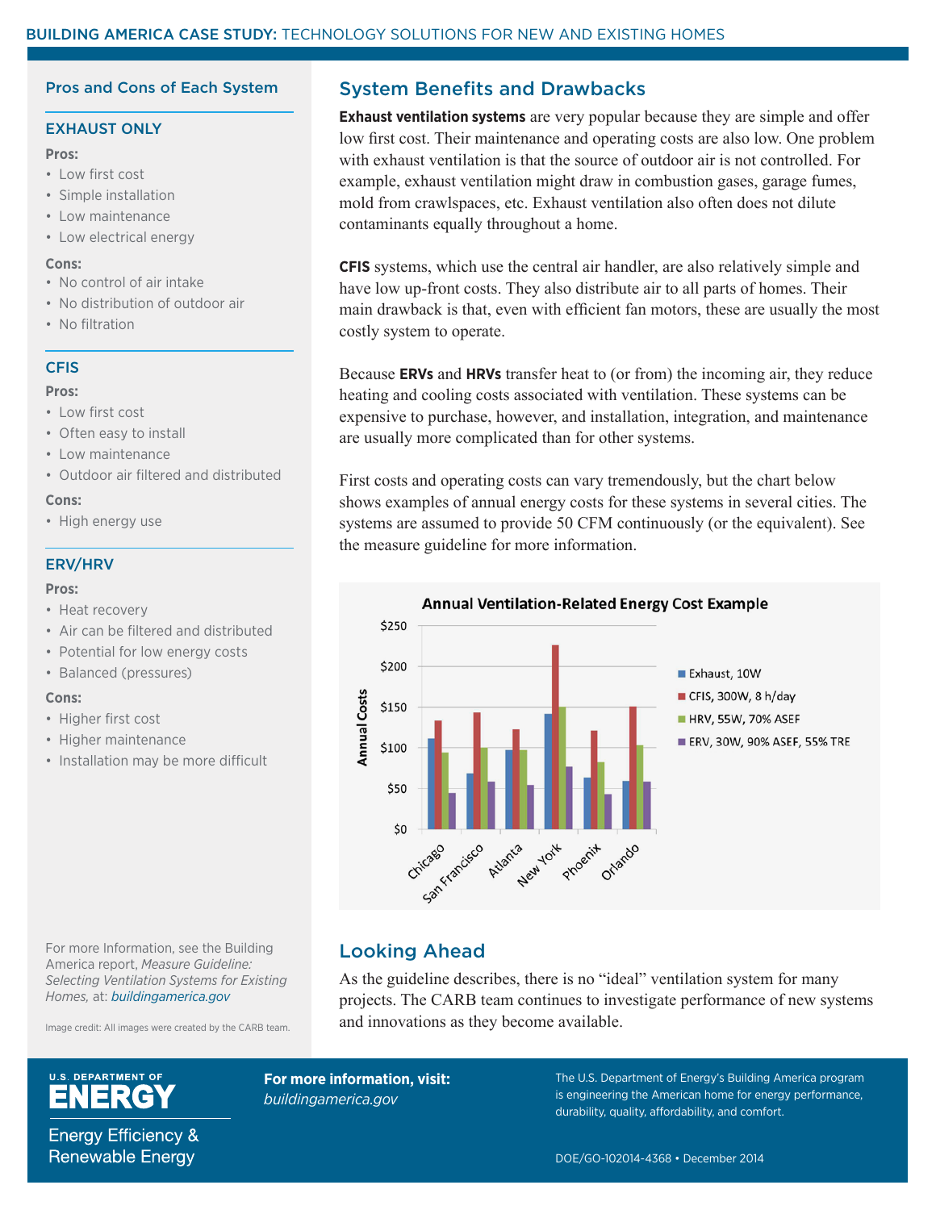## Pros and Cons of Each System

### EXHAUST ONLY

**Pros:**

- Low first cost
- Simple installation
- Low maintenance
- Low electrical energy

**Cons:**

- No control of air intake
- No distribution of outdoor air
- No filtration

### CFIS

**Pros:**

- Low first cost
- Often easy to install
- Low maintenance
- Outdoor air filtered and distributed

**Cons:**

- High energy use

### ERV/HRV

**Pros:**

- Heat recovery
- Air can be filtered and distributed
- Potential for low energy costs
- Balanced (pressures)

**Cons:**

- Higher first cost
- Higher maintenance
- Installation may be more difficult

For more Information, see the Building America report, *Measure Guideline: Selecting Ventilation Systems for Existing Homes,* at: *buildingamerica.gov*

Image credit: All images were created by the CARB team.

## System Benefits and Drawbacks

**Exhaust ventilation systems** are very popular because they are simple and offer low first cost. Their maintenance and operating costs are also low. One problem with exhaust ventilation is that the source of outdoor air is not controlled. For example, exhaust ventilation might draw in combustion gases, garage fumes, mold from crawlspaces, etc. Exhaust ventilation also often does not dilute contaminants equally throughout a home.

**CFIS** systems, which use the central air handler, are also relatively simple and have low up-front costs. They also distribute air to all parts of homes. Their main drawback is that, even with efficient fan motors, these are usually the most costly system to operate.

Because **ERVs** and **HRVs** transfer heat to (or from) the incoming air, they reduce heating and cooling costs associated with ventilation. These systems can be expensive to purchase, however, and installation, integration, and maintenance are usually more complicated than for other systems.

First costs and operating costs can vary tremendously, but the chart below shows examples of annual energy costs for these systems in several cities. The systems are assumed to provide 50 CFM continuously (or the equivalent). See the measure guideline for more information.

Annual Ventilation-Related Energy Cost Example

Annual Costs

$250
$200
$150
$100
$50
$0

Chicago, San Francisco, Atlanta, New York, Phoenix, Orlando

Exhaust, 10W
CFIS, 300W, 8 h/day
HRV, 55W, 70% ASEF
ERV, 30W, 90% ASEF, 55% TRE

## Looking Ahead

As the guideline describes, there is no "ideal" ventilation system for many projects. The CARB team continues to investigate performance of new systems and innovations as they become available.

U.S. DEPARTMENT OF ENERGY

Energy Efficiency & Renewable Energy

**For more information, visit:**
*buildingamerica.gov*

The U.S. Department of Energy's Building America program is engineering the American home for energy performance, durability, quality, affordability, and comfort.

DOE/GO-102014-4368 • December 2014